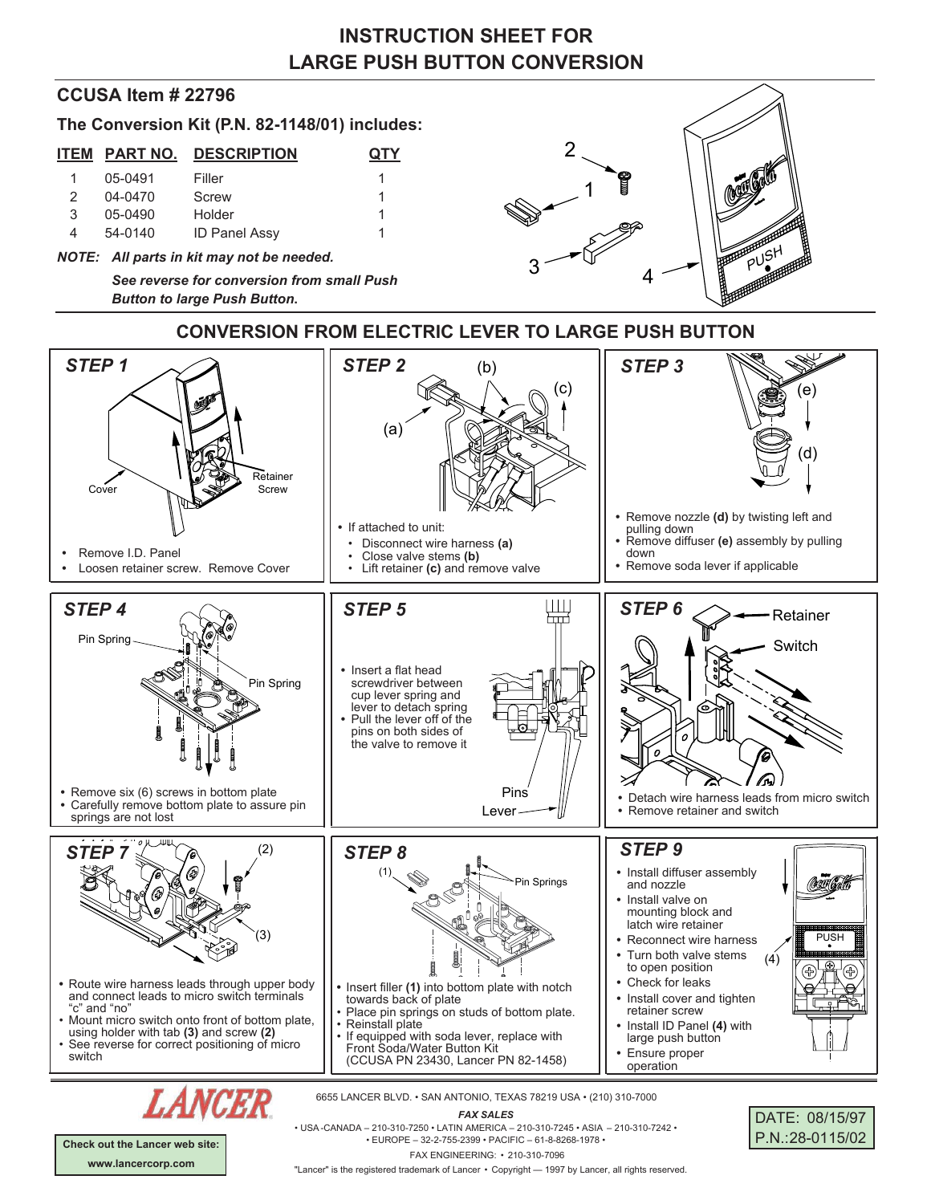# INSTRUCTION SHEET FOR LARGE PUSH BUTTON CONVERSION

## CCUSA Item # 22796

### The Conversion Kit (P.N. 82-1148/01) includes:

| ITEM | PART NO. | DESCRIPTION | QTY |
|---|---|---|---|
| 1 | 05-0491 | Filler | 1 |
| 2 | 04-0470 | Screw | 1 |
| 3 | 05-0490 | Holder | 1 |
| 4 | 54-0140 | ID Panel Assy | 1 |

***NOTE: All parts in kit may not be needed.***

***See reverse for conversion from small Push Button to large Push Button.***

## CONVERSION FROM ELECTRIC LEVER TO LARGE PUSH BUTTON

### STEP 1

- Remove I.D. Panel
- Loosen retainer screw. Remove Cover

### STEP 2

- If attached to unit:
  - Disconnect wire harness **(a)**
  - Close valve stems **(b)**
  - Lift retainer **(c)** and remove valve

### STEP 3

- Remove nozzle **(d)** by twisting left and pulling down
- Remove diffuser **(e)** assembly by pulling down
- Remove soda lever if applicable

### STEP 4

- Remove six (6) screws in bottom plate
- Carefully remove bottom plate to assure pin springs are not lost

### STEP 5

- Insert a flat head screwdriver between cup lever spring and lever to detach spring
- Pull the lever off of the pins on both sides of the valve to remove it

### STEP 6

- Detach wire harness leads from micro switch
- Remove retainer and switch

### STEP 7

- Route wire harness leads through upper body and connect leads to micro switch terminals "c" and "no"
- Mount micro switch onto front of bottom plate, using holder with tab **(3)** and screw **(2)**
- See reverse for correct positioning of micro switch

### STEP 8

- Insert filler **(1)** into bottom plate with notch towards back of plate
- Place pin springs on studs of bottom plate.
- Reinstall plate
- If equipped with soda lever, replace with Front Soda/Water Button Kit (CCUSA PN 23430, Lancer PN 82-1458)

### STEP 9

- Install diffuser assembly and nozzle
- Install valve on mounting block and latch wire retainer
- Reconnect wire harness
- Turn both valve stems to open position
- Check for leaks
- Install cover and tighten retainer screw
- Install ID Panel **(4)** with large push button
- Ensure proper operation

LANCER

6655 LANCER BLVD. • SAN ANTONIO, TEXAS 78219 USA • (210) 310-7000

*FAX SALES*

• USA-CANADA – 210-310-7250 • LATIN AMERICA – 210-310-7245 • ASIA – 210-310-7242 •
• EUROPE – 32-2-755-2399 • PACIFIC – 61-8-8268-1978 •

FAX ENGINEERING: • 210-310-7096

"Lancer" is the registered trademark of Lancer • Copyright — 1997 by Lancer, all rights reserved.

**Check out the Lancer web site: www.lancercorp.com**

DATE: 08/15/97
P.N.:28-0115/02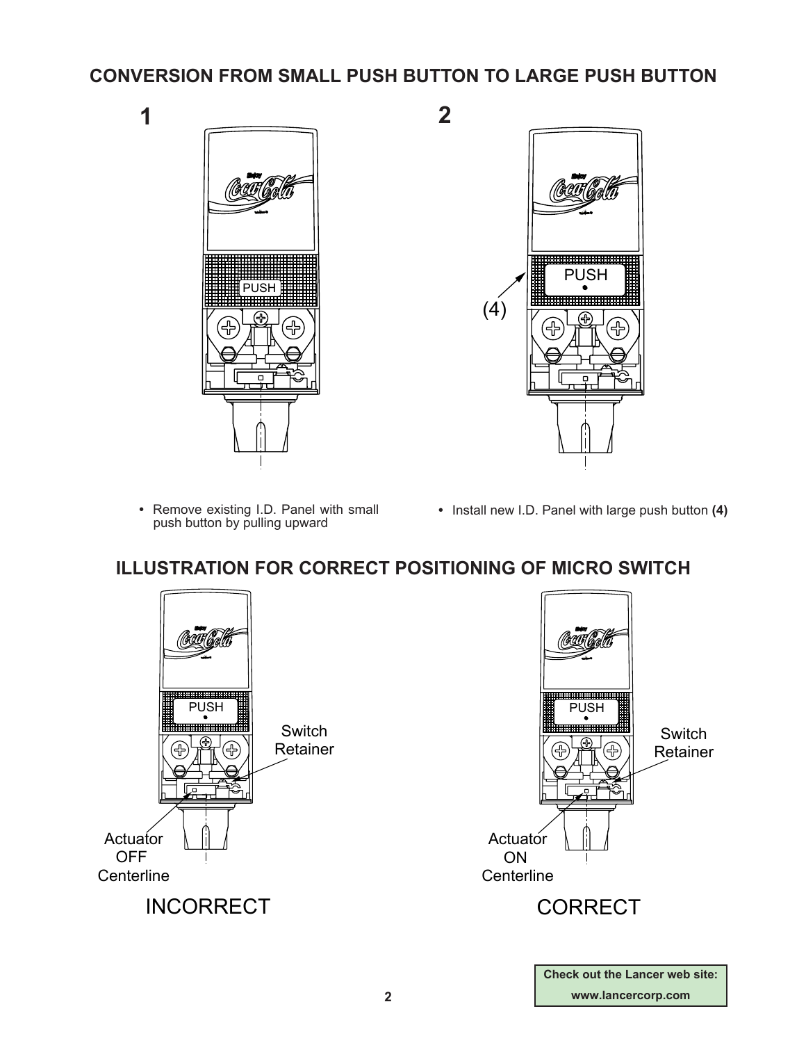## CONVERSION FROM SMALL PUSH BUTTON TO LARGE PUSH BUTTON

1

PUSH

2

PUSH

(4)

- Remove existing I.D. Panel with small push button by pulling upward

- Install new I.D. Panel with large push button **(4)**

## ILLUSTRATION FOR CORRECT POSITIONING OF MICRO SWITCH

PUSH

Switch Retainer

Actuator OFF Centerline

INCORRECT

PUSH

Switch Retainer

Actuator ON Centerline

CORRECT

**Check out the Lancer web site: www.lancercorp.com**